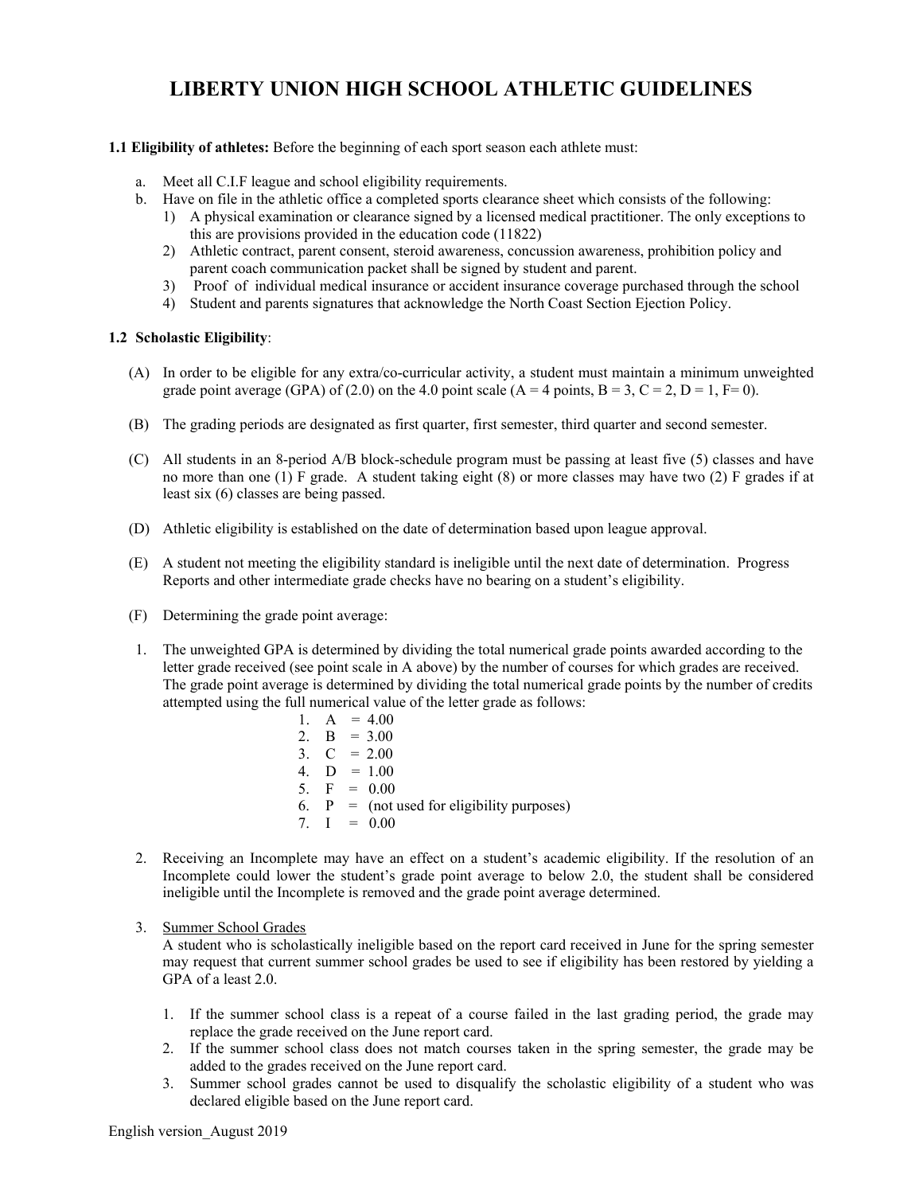# LIBERTY UNION HIGH SCHOOL ATHLETIC GUIDELINES

**1.1 Eligibility of athletes:** Before the beginning of each sport season each athlete must:

a. Meet all C.I.F league and school eligibility requirements.
b. Have on file in the athletic office a completed sports clearance sheet which consists of the following:
   1) A physical examination or clearance signed by a licensed medical practitioner. The only exceptions to this are provisions provided in the education code (11822)
   2) Athletic contract, parent consent, steroid awareness, concussion awareness, prohibition policy and parent coach communication packet shall be signed by student and parent.
   3) Proof of individual medical insurance or accident insurance coverage purchased through the school
   4) Student and parents signatures that acknowledge the North Coast Section Ejection Policy.

**1.2 Scholastic Eligibility**:

(A) In order to be eligible for any extra/co-curricular activity, a student must maintain a minimum unweighted grade point average (GPA) of (2.0) on the 4.0 point scale (A = 4 points, B = 3, C = 2, D = 1, F= 0).

(B) The grading periods are designated as first quarter, first semester, third quarter and second semester.

(C) All students in an 8-period A/B block-schedule program must be passing at least five (5) classes and have no more than one (1) F grade. A student taking eight (8) or more classes may have two (2) F grades if at least six (6) classes are being passed.

(D) Athletic eligibility is established on the date of determination based upon league approval.

(E) A student not meeting the eligibility standard is ineligible until the next date of determination. Progress Reports and other intermediate grade checks have no bearing on a student's eligibility.

(F) Determining the grade point average:

1. The unweighted GPA is determined by dividing the total numerical grade points awarded according to the letter grade received (see point scale in A above) by the number of courses for which grades are received. The grade point average is determined by dividing the total numerical grade points by the number of credits attempted using the full numerical value of the letter grade as follows:
   1. A = 4.00
   2. B = 3.00
   3. C = 2.00
   4. D = 1.00
   5. F = 0.00
   6. P = (not used for eligibility purposes)
   7. I = 0.00

2. Receiving an Incomplete may have an effect on a student's academic eligibility. If the resolution of an Incomplete could lower the student's grade point average to below 2.0, the student shall be considered ineligible until the Incomplete is removed and the grade point average determined.

3. Summer School Grades
   A student who is scholastically ineligible based on the report card received in June for the spring semester may request that current summer school grades be used to see if eligibility has been restored by yielding a GPA of a least 2.0.

   1. If the summer school class is a repeat of a course failed in the last grading period, the grade may replace the grade received on the June report card.
   2. If the summer school class does not match courses taken in the spring semester, the grade may be added to the grades received on the June report card.
   3. Summer school grades cannot be used to disqualify the scholastic eligibility of a student who was declared eligible based on the June report card.

English version_August 2019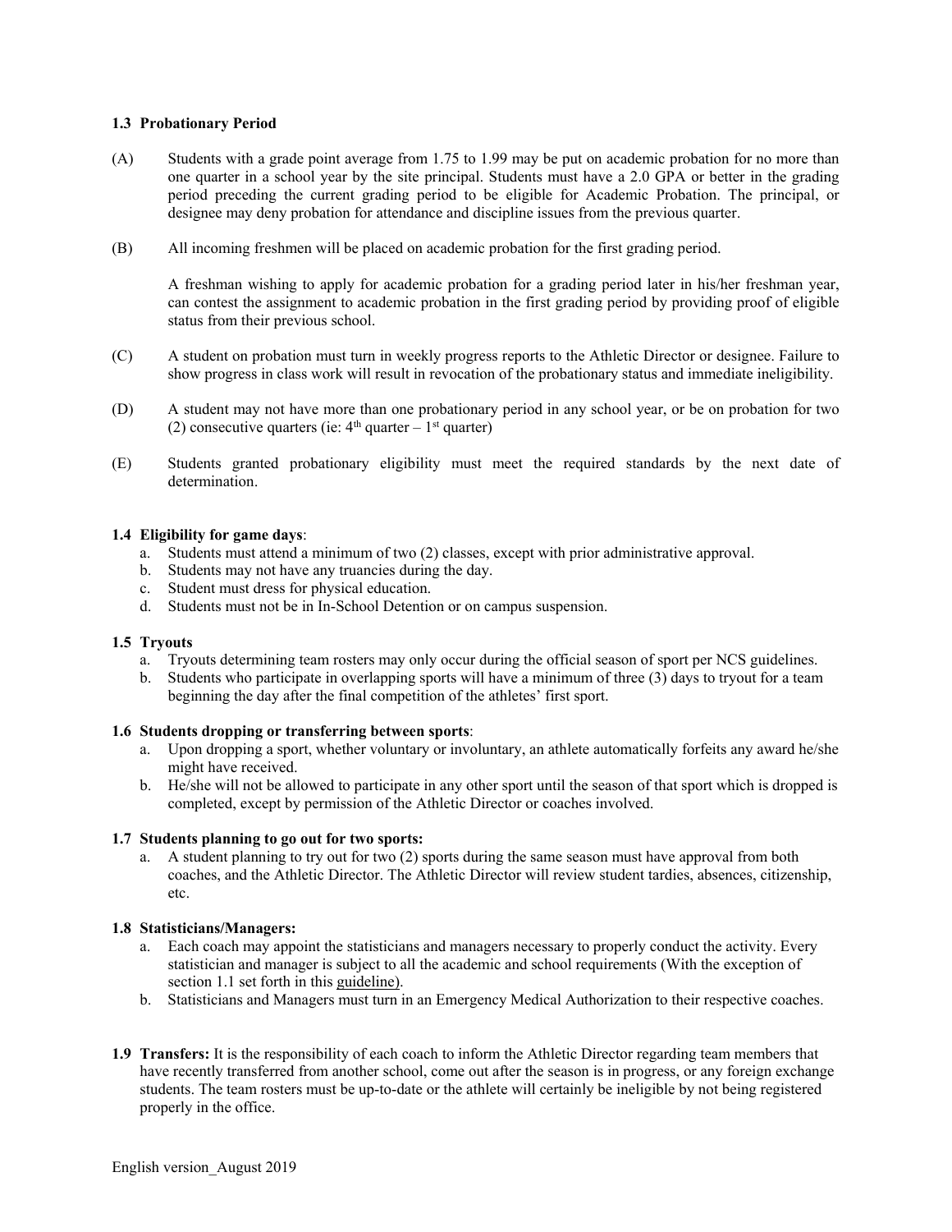### 1.3 Probationary Period

(A) Students with a grade point average from 1.75 to 1.99 may be put on academic probation for no more than one quarter in a school year by the site principal. Students must have a 2.0 GPA or better in the grading period preceding the current grading period to be eligible for Academic Probation. The principal, or designee may deny probation for attendance and discipline issues from the previous quarter.

(B) All incoming freshmen will be placed on academic probation for the first grading period.

A freshman wishing to apply for academic probation for a grading period later in his/her freshman year, can contest the assignment to academic probation in the first grading period by providing proof of eligible status from their previous school.

(C) A student on probation must turn in weekly progress reports to the Athletic Director or designee. Failure to show progress in class work will result in revocation of the probationary status and immediate ineligibility.

(D) A student may not have more than one probationary period in any school year, or be on probation for two (2) consecutive quarters (ie: 4th quarter – 1st quarter)

(E) Students granted probationary eligibility must meet the required standards by the next date of determination.

### 1.4 Eligibility for game days:

a. Students must attend a minimum of two (2) classes, except with prior administrative approval.
b. Students may not have any truancies during the day.
c. Student must dress for physical education.
d. Students must not be in In-School Detention or on campus suspension.

### 1.5 Tryouts

a. Tryouts determining team rosters may only occur during the official season of sport per NCS guidelines.
b. Students who participate in overlapping sports will have a minimum of three (3) days to tryout for a team beginning the day after the final competition of the athletes' first sport.

### 1.6 Students dropping or transferring between sports:

a. Upon dropping a sport, whether voluntary or involuntary, an athlete automatically forfeits any award he/she might have received.
b. He/she will not be allowed to participate in any other sport until the season of that sport which is dropped is completed, except by permission of the Athletic Director or coaches involved.

### 1.7 Students planning to go out for two sports:

a. A student planning to try out for two (2) sports during the same season must have approval from both coaches, and the Athletic Director. The Athletic Director will review student tardies, absences, citizenship, etc.

### 1.8 Statisticians/Managers:

a. Each coach may appoint the statisticians and managers necessary to properly conduct the activity. Every statistician and manager is subject to all the academic and school requirements (With the exception of section 1.1 set forth in this guideline).
b. Statisticians and Managers must turn in an Emergency Medical Authorization to their respective coaches.

**1.9 Transfers:** It is the responsibility of each coach to inform the Athletic Director regarding team members that have recently transferred from another school, come out after the season is in progress, or any foreign exchange students. The team rosters must be up-to-date or the athlete will certainly be ineligible by not being registered properly in the office.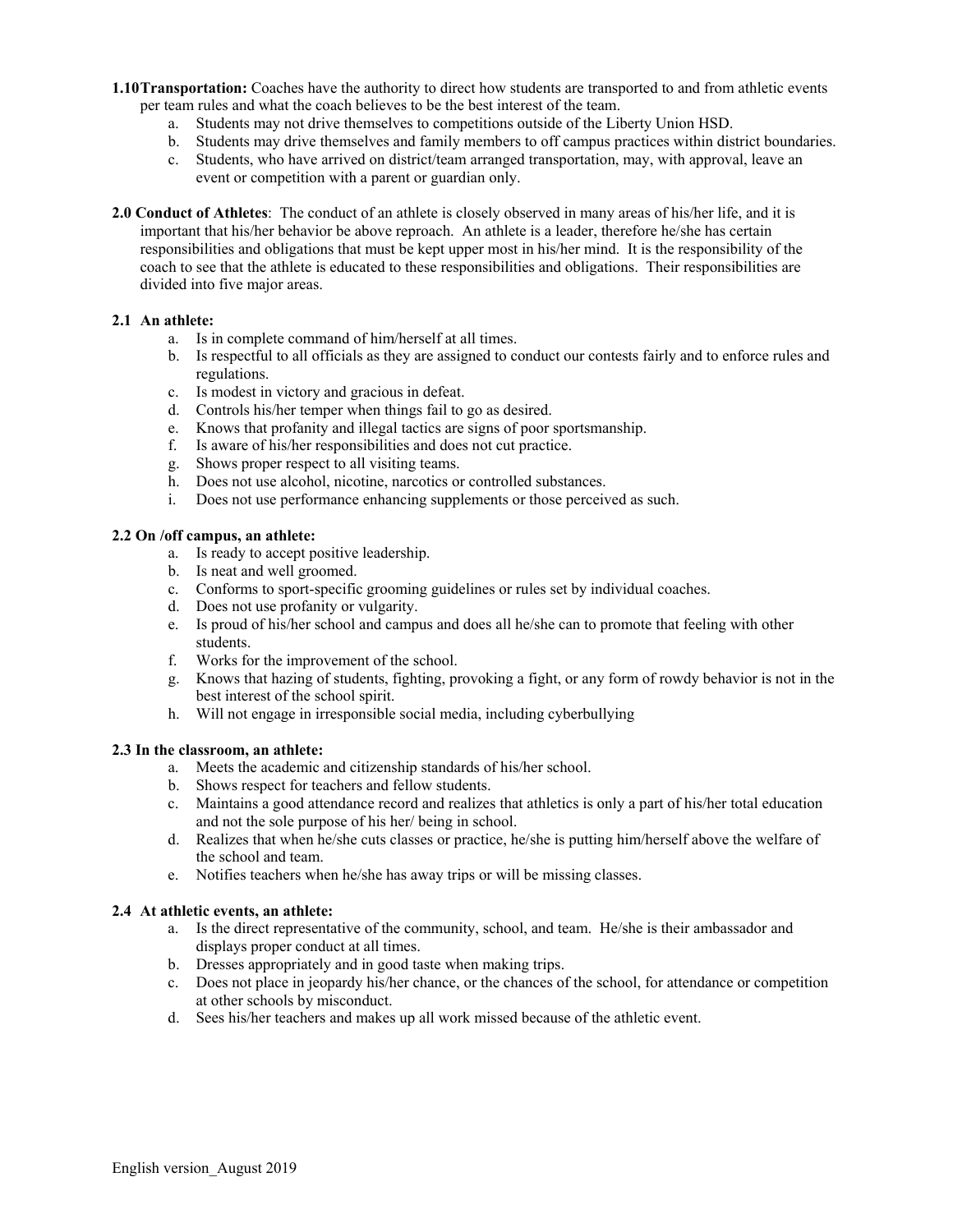**1.10 Transportation:** Coaches have the authority to direct how students are transported to and from athletic events per team rules and what the coach believes to be the best interest of the team.

a. Students may not drive themselves to competitions outside of the Liberty Union HSD.
b. Students may drive themselves and family members to off campus practices within district boundaries.
c. Students, who have arrived on district/team arranged transportation, may, with approval, leave an event or competition with a parent or guardian only.

**2.0 Conduct of Athletes**: The conduct of an athlete is closely observed in many areas of his/her life, and it is important that his/her behavior be above reproach. An athlete is a leader, therefore he/she has certain responsibilities and obligations that must be kept upper most in his/her mind. It is the responsibility of the coach to see that the athlete is educated to these responsibilities and obligations. Their responsibilities are divided into five major areas.

**2.1 An athlete:**

a. Is in complete command of him/herself at all times.
b. Is respectful to all officials as they are assigned to conduct our contests fairly and to enforce rules and regulations.
c. Is modest in victory and gracious in defeat.
d. Controls his/her temper when things fail to go as desired.
e. Knows that profanity and illegal tactics are signs of poor sportsmanship.
f. Is aware of his/her responsibilities and does not cut practice.
g. Shows proper respect to all visiting teams.
h. Does not use alcohol, nicotine, narcotics or controlled substances.
i. Does not use performance enhancing supplements or those perceived as such.

**2.2 On /off campus, an athlete:**

a. Is ready to accept positive leadership.
b. Is neat and well groomed.
c. Conforms to sport-specific grooming guidelines or rules set by individual coaches.
d. Does not use profanity or vulgarity.
e. Is proud of his/her school and campus and does all he/she can to promote that feeling with other students.
f. Works for the improvement of the school.
g. Knows that hazing of students, fighting, provoking a fight, or any form of rowdy behavior is not in the best interest of the school spirit.
h. Will not engage in irresponsible social media, including cyberbullying

**2.3 In the classroom, an athlete:**

a. Meets the academic and citizenship standards of his/her school.
b. Shows respect for teachers and fellow students.
c. Maintains a good attendance record and realizes that athletics is only a part of his/her total education and not the sole purpose of his her/ being in school.
d. Realizes that when he/she cuts classes or practice, he/she is putting him/herself above the welfare of the school and team.
e. Notifies teachers when he/she has away trips or will be missing classes.

**2.4 At athletic events, an athlete:**

a. Is the direct representative of the community, school, and team. He/she is their ambassador and displays proper conduct at all times.
b. Dresses appropriately and in good taste when making trips.
c. Does not place in jeopardy his/her chance, or the chances of the school, for attendance or competition at other schools by misconduct.
d. Sees his/her teachers and makes up all work missed because of the athletic event.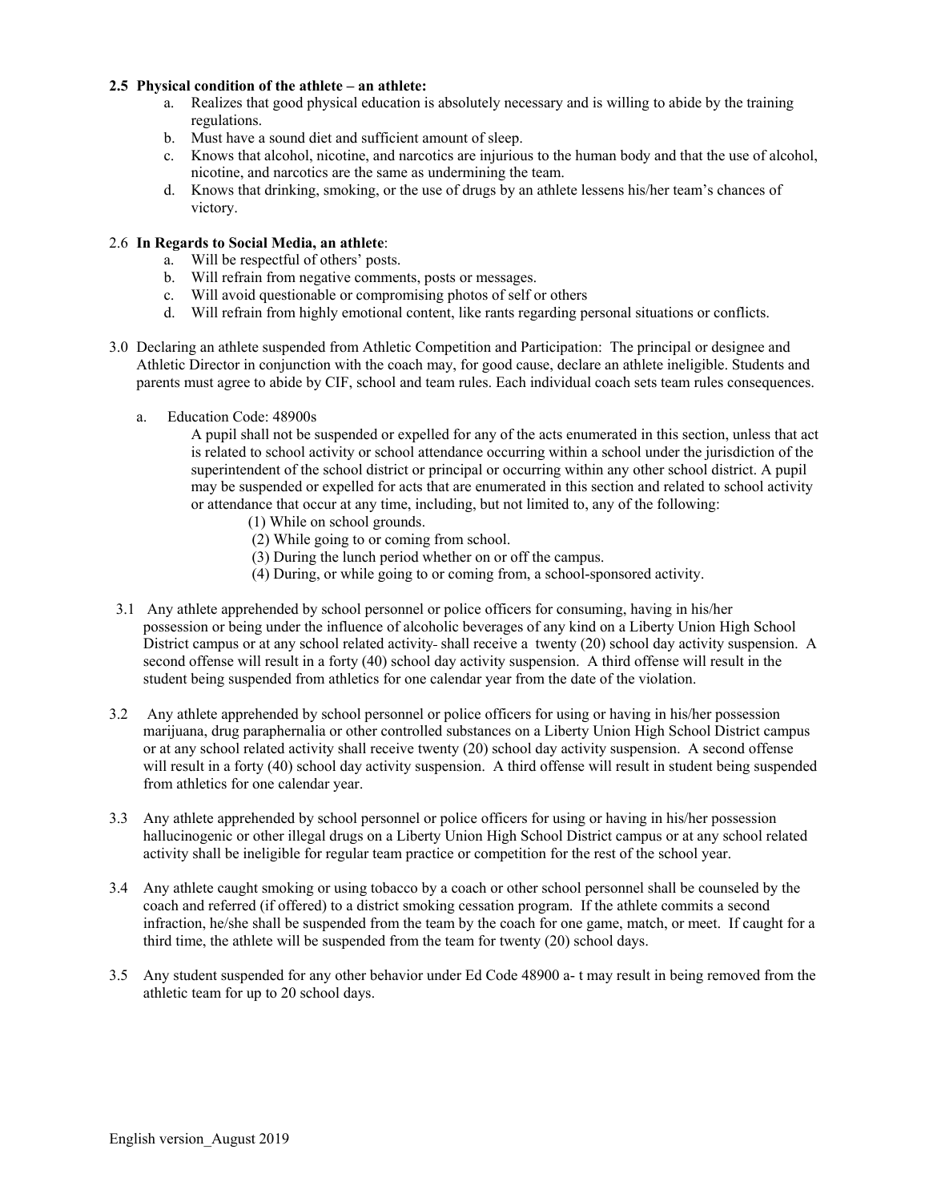**2.5 Physical condition of the athlete – an athlete:**

a. Realizes that good physical education is absolutely necessary and is willing to abide by the training regulations.
b. Must have a sound diet and sufficient amount of sleep.
c. Knows that alcohol, nicotine, and narcotics are injurious to the human body and that the use of alcohol, nicotine, and narcotics are the same as undermining the team.
d. Knows that drinking, smoking, or the use of drugs by an athlete lessens his/her team's chances of victory.

2.6 **In Regards to Social Media, an athlete**:

a. Will be respectful of others' posts.
b. Will refrain from negative comments, posts or messages.
c. Will avoid questionable or compromising photos of self or others
d. Will refrain from highly emotional content, like rants regarding personal situations or conflicts.

3.0 Declaring an athlete suspended from Athletic Competition and Participation: The principal or designee and Athletic Director in conjunction with the coach may, for good cause, declare an athlete ineligible. Students and parents must agree to abide by CIF, school and team rules. Each individual coach sets team rules consequences.

a. Education Code: 48900s

A pupil shall not be suspended or expelled for any of the acts enumerated in this section, unless that act is related to school activity or school attendance occurring within a school under the jurisdiction of the superintendent of the school district or principal or occurring within any other school district. A pupil may be suspended or expelled for acts that are enumerated in this section and related to school activity or attendance that occur at any time, including, but not limited to, any of the following:

(1) While on school grounds.
(2) While going to or coming from school.
(3) During the lunch period whether on or off the campus.
(4) During, or while going to or coming from, a school-sponsored activity.

3.1 Any athlete apprehended by school personnel or police officers for consuming, having in his/her possession or being under the influence of alcoholic beverages of any kind on a Liberty Union High School District campus or at any school related activity- shall receive a twenty (20) school day activity suspension. A second offense will result in a forty (40) school day activity suspension. A third offense will result in the student being suspended from athletics for one calendar year from the date of the violation.

3.2 Any athlete apprehended by school personnel or police officers for using or having in his/her possession marijuana, drug paraphernalia or other controlled substances on a Liberty Union High School District campus or at any school related activity shall receive twenty (20) school day activity suspension. A second offense will result in a forty (40) school day activity suspension. A third offense will result in student being suspended from athletics for one calendar year.

3.3 Any athlete apprehended by school personnel or police officers for using or having in his/her possession hallucinogenic or other illegal drugs on a Liberty Union High School District campus or at any school related activity shall be ineligible for regular team practice or competition for the rest of the school year.

3.4 Any athlete caught smoking or using tobacco by a coach or other school personnel shall be counseled by the coach and referred (if offered) to a district smoking cessation program. If the athlete commits a second infraction, he/she shall be suspended from the team by the coach for one game, match, or meet. If caught for a third time, the athlete will be suspended from the team for twenty (20) school days.

3.5 Any student suspended for any other behavior under Ed Code 48900 a- t may result in being removed from the athletic team for up to 20 school days.

English version_August 2019